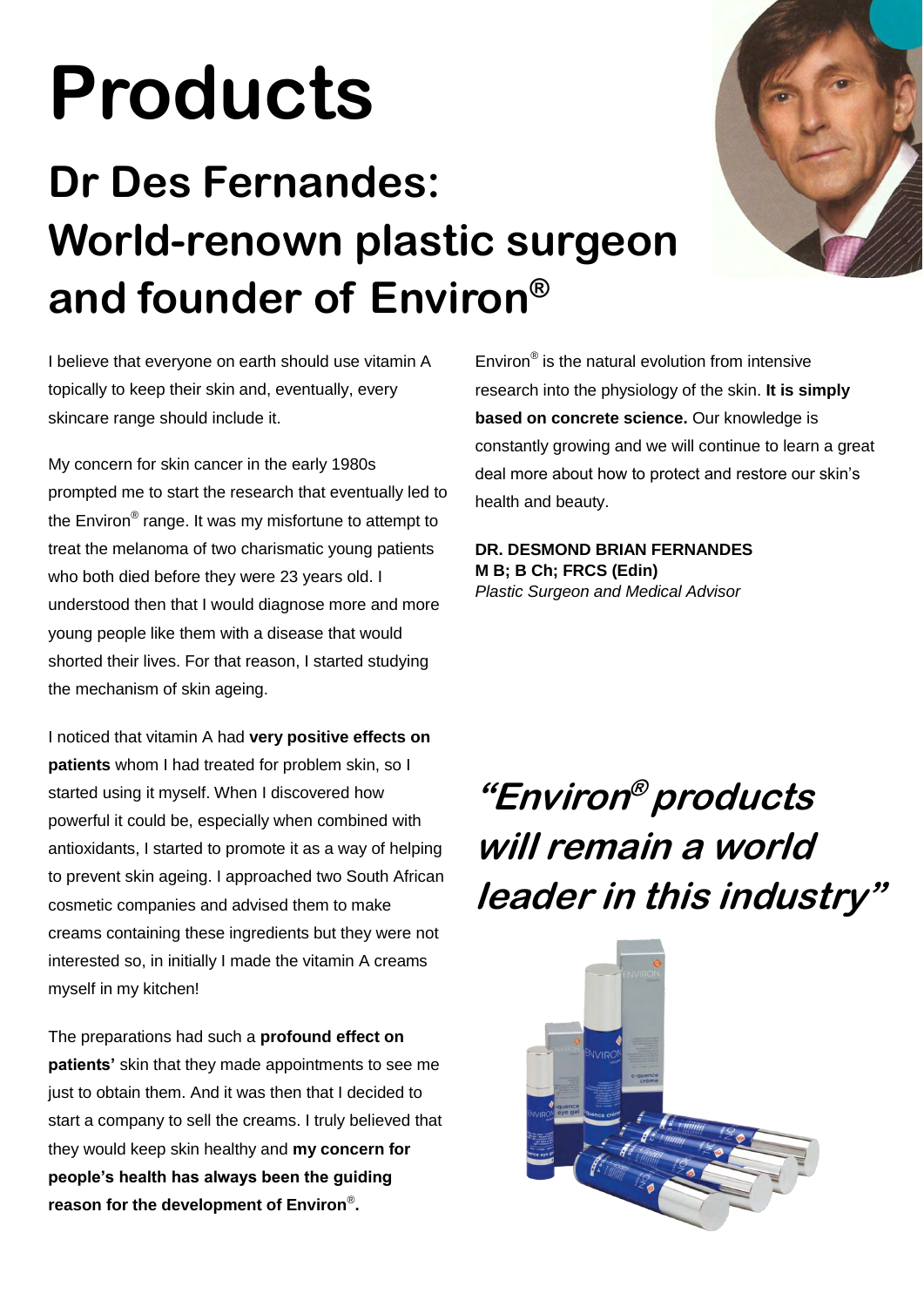# Products

## Dr Des Fernandes: World-renown plastic surgeon and founder of Environ®

I believe that everyone on earth should use vitamin A topically to keep their skin and, eventually, every skincare range should include it.

My concern for skin cancer in the early 1980s prompted me to start the research that eventually led to the Environ® range. It was my misfortune to attempt to treat the melanoma of two charismatic young patients who both died before they were 23 years old. I understood then that I would diagnose more and more young people like them with a disease that would shorted their lives. For that reason, I started studying the mechanism of skin ageing.

I noticed that vitamin A had **very positive effects on patients** whom I had treated for problem skin, so I started using it myself. When I discovered how powerful it could be, especially when combined with antioxidants, I started to promote it as a way of helping to prevent skin ageing. I approached two South African cosmetic companies and advised them to make creams containing these ingredients but they were not interested so, in initially I made the vitamin A creams myself in my kitchen!

The preparations had such a **profound effect on patients'** skin that they made appointments to see me just to obtain them. And it was then that I decided to start a company to sell the creams. I truly believed that they would keep skin healthy and **my concern for people's health has always been the guiding reason for the development of Environ®.**

Environ® is the natural evolution from intensive research into the physiology of the skin. **It is simply based on concrete science.** Our knowledge is constantly growing and we will continue to learn a great deal more about how to protect and restore our skin's health and beauty.

**DR. DESMOND BRIAN FERNANDES**
**M B; B Ch; FRCS (Edin)**
*Plastic Surgeon and Medical Advisor*

***"Environ® products will remain a world leader in this industry"***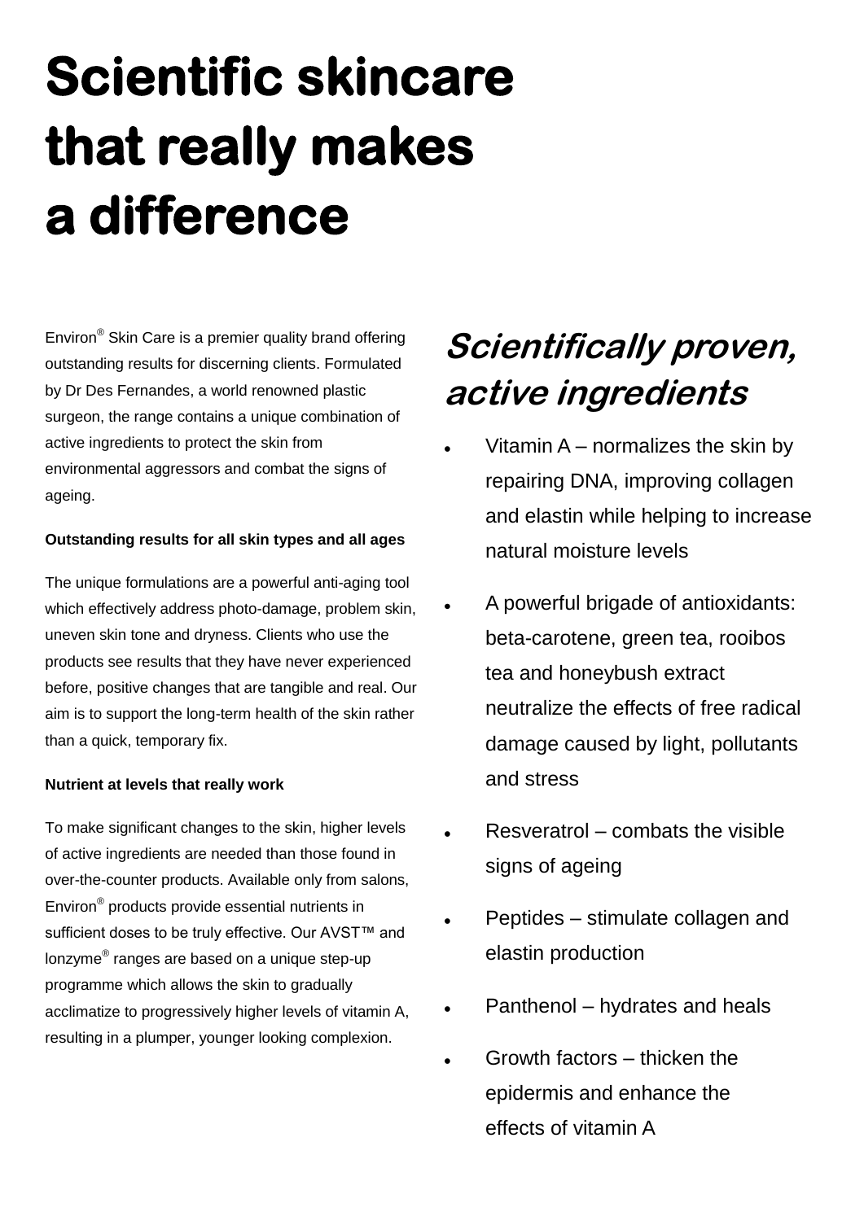# Scientific skincare that really makes a difference

Environ® Skin Care is a premier quality brand offering outstanding results for discerning clients. Formulated by Dr Des Fernandes, a world renowned plastic surgeon, the range contains a unique combination of active ingredients to protect the skin from environmental aggressors and combat the signs of ageing.

**Outstanding results for all skin types and all ages**

The unique formulations are a powerful anti-aging tool which effectively address photo-damage, problem skin, uneven skin tone and dryness. Clients who use the products see results that they have never experienced before, positive changes that are tangible and real. Our aim is to support the long-term health of the skin rather than a quick, temporary fix.

**Nutrient at levels that really work**

To make significant changes to the skin, higher levels of active ingredients are needed than those found in over-the-counter products. Available only from salons, Environ® products provide essential nutrients in sufficient doses to be truly effective. Our AVST™ and lonzyme® ranges are based on a unique step-up programme which allows the skin to gradually acclimatize to progressively higher levels of vitamin A, resulting in a plumper, younger looking complexion.

## *Scientifically proven, active ingredients*

- Vitamin A – normalizes the skin by repairing DNA, improving collagen and elastin while helping to increase natural moisture levels
- A powerful brigade of antioxidants: beta-carotene, green tea, rooibos tea and honeybush extract neutralize the effects of free radical damage caused by light, pollutants and stress
- Resveratrol – combats the visible signs of ageing
- Peptides – stimulate collagen and elastin production
- Panthenol – hydrates and heals
- Growth factors – thicken the epidermis and enhance the effects of vitamin A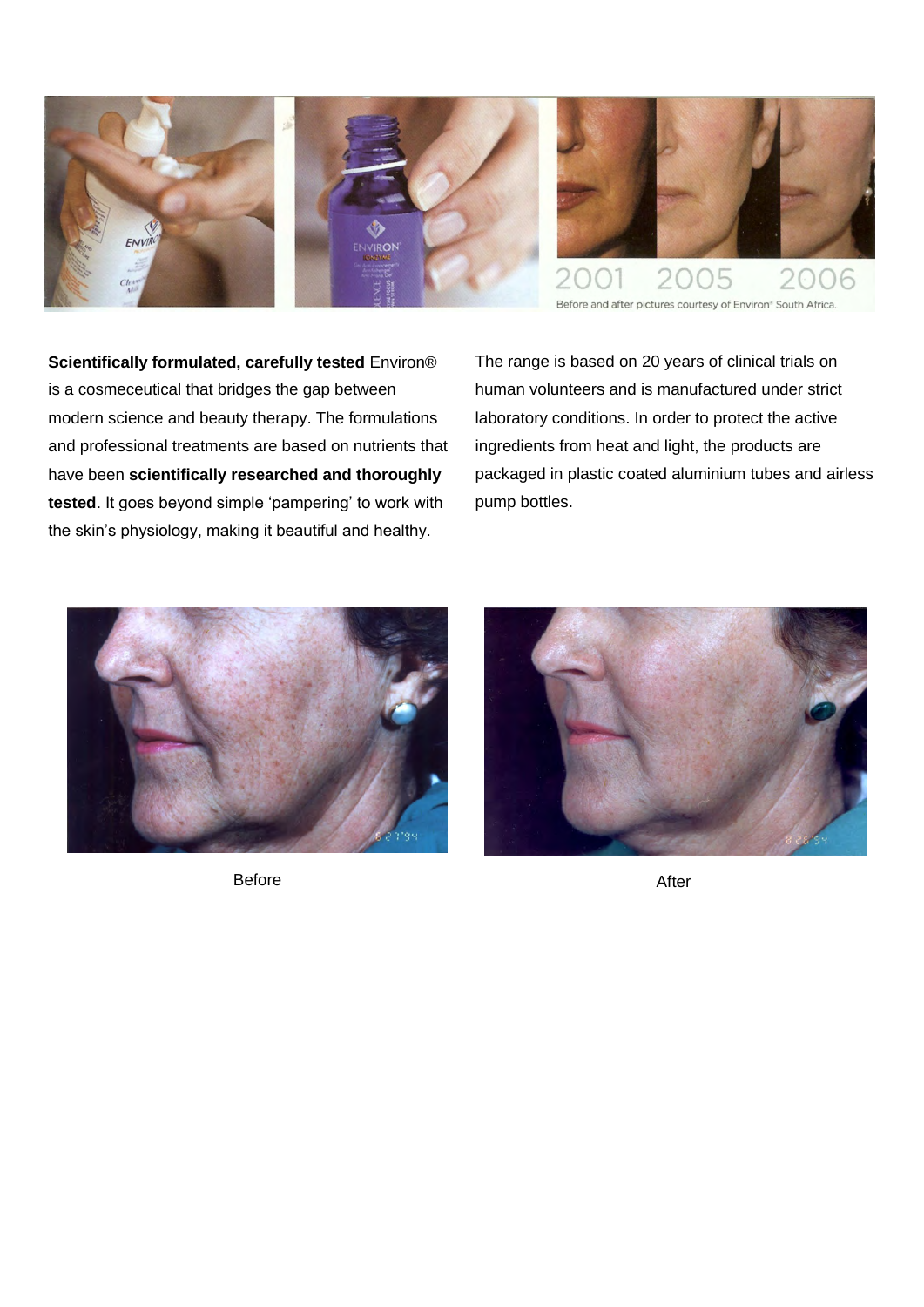2001 2005 2006

Before and after pictures courtesy of Environ® South Africa.

**Scientifically formulated, carefully tested** Environ® is a cosmeceutical that bridges the gap between modern science and beauty therapy. The formulations and professional treatments are based on nutrients that have been **scientifically researched and thoroughly tested**. It goes beyond simple 'pampering' to work with the skin's physiology, making it beautiful and healthy.

The range is based on 20 years of clinical trials on human volunteers and is manufactured under strict laboratory conditions. In order to protect the active ingredients from heat and light, the products are packaged in plastic coated aluminium tubes and airless pump bottles.

Before

After